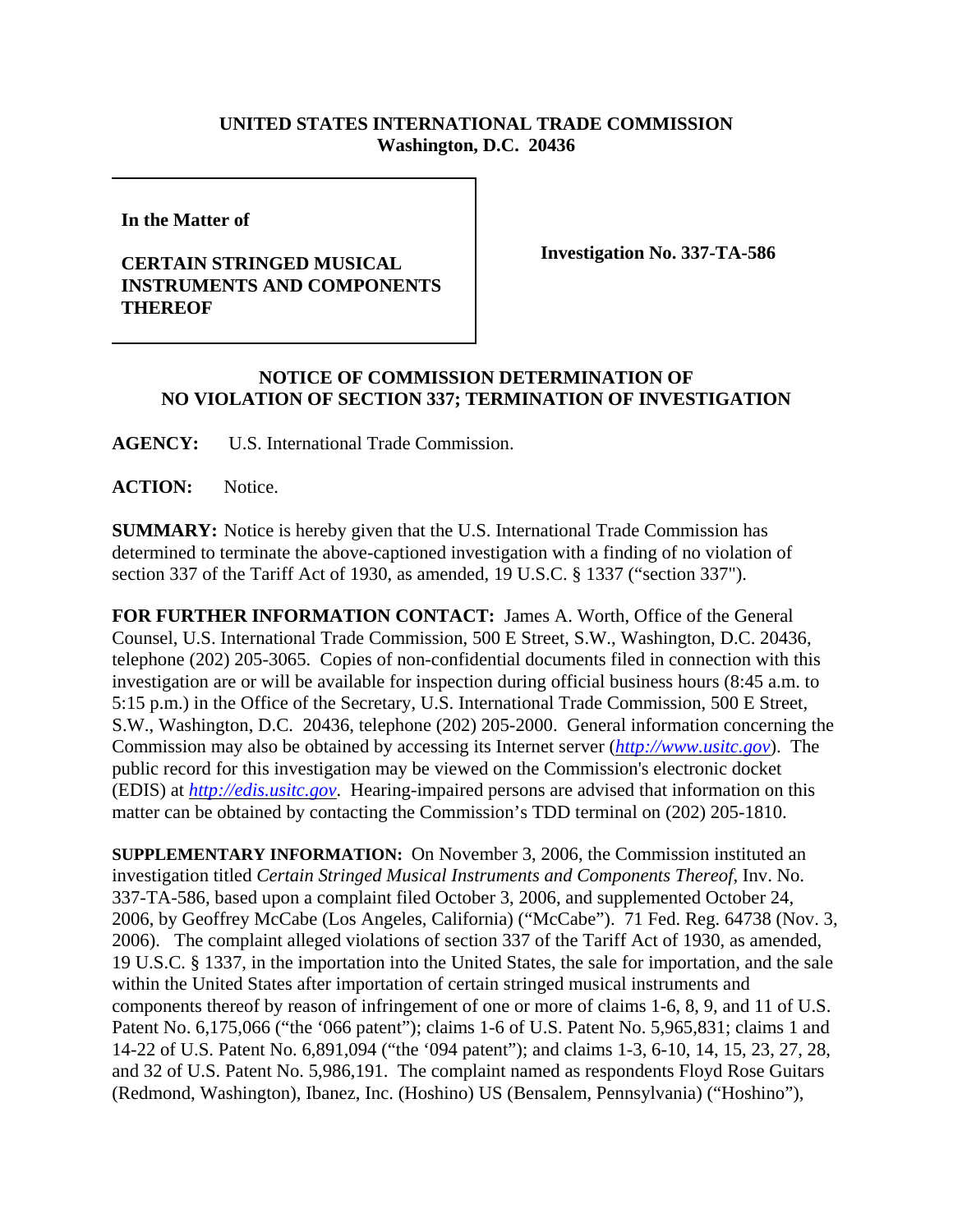**UNITED STATES INTERNATIONAL TRADE COMMISSION**
**Washington, D.C. 20436**

| | |
|---|---|
| **In the Matter of**<br><br>**CERTAIN STRINGED MUSICAL INSTRUMENTS AND COMPONENTS THEREOF** | **Investigation No. 337-TA-586** |

## NOTICE OF COMMISSION DETERMINATION OF NO VIOLATION OF SECTION 337; TERMINATION OF INVESTIGATION

**AGENCY:** U.S. International Trade Commission.

**ACTION:** Notice.

**SUMMARY:** Notice is hereby given that the U.S. International Trade Commission has determined to terminate the above-captioned investigation with a finding of no violation of section 337 of the Tariff Act of 1930, as amended, 19 U.S.C. § 1337 ("section 337").

**FOR FURTHER INFORMATION CONTACT:** James A. Worth, Office of the General Counsel, U.S. International Trade Commission, 500 E Street, S.W., Washington, D.C. 20436, telephone (202) 205-3065. Copies of non-confidential documents filed in connection with this investigation are or will be available for inspection during official business hours (8:45 a.m. to 5:15 p.m.) in the Office of the Secretary, U.S. International Trade Commission, 500 E Street, S.W., Washington, D.C. 20436, telephone (202) 205-2000. General information concerning the Commission may also be obtained by accessing its Internet server (*http://www.usitc.gov*). The public record for this investigation may be viewed on the Commission's electronic docket (EDIS) at *http://edis.usitc.gov*. Hearing-impaired persons are advised that information on this matter can be obtained by contacting the Commission's TDD terminal on (202) 205-1810.

**SUPPLEMENTARY INFORMATION:** On November 3, 2006, the Commission instituted an investigation titled *Certain Stringed Musical Instruments and Components Thereof*, Inv. No. 337-TA-586, based upon a complaint filed October 3, 2006, and supplemented October 24, 2006, by Geoffrey McCabe (Los Angeles, California) ("McCabe"). 71 Fed. Reg. 64738 (Nov. 3, 2006). The complaint alleged violations of section 337 of the Tariff Act of 1930, as amended, 19 U.S.C. § 1337, in the importation into the United States, the sale for importation, and the sale within the United States after importation of certain stringed musical instruments and components thereof by reason of infringement of one or more of claims 1-6, 8, 9, and 11 of U.S. Patent No. 6,175,066 ("the '066 patent"); claims 1-6 of U.S. Patent No. 5,965,831; claims 1 and 14-22 of U.S. Patent No. 6,891,094 ("the '094 patent"); and claims 1-3, 6-10, 14, 15, 23, 27, 28, and 32 of U.S. Patent No. 5,986,191. The complaint named as respondents Floyd Rose Guitars (Redmond, Washington), Ibanez, Inc. (Hoshino) US (Bensalem, Pennsylvania) ("Hoshino"),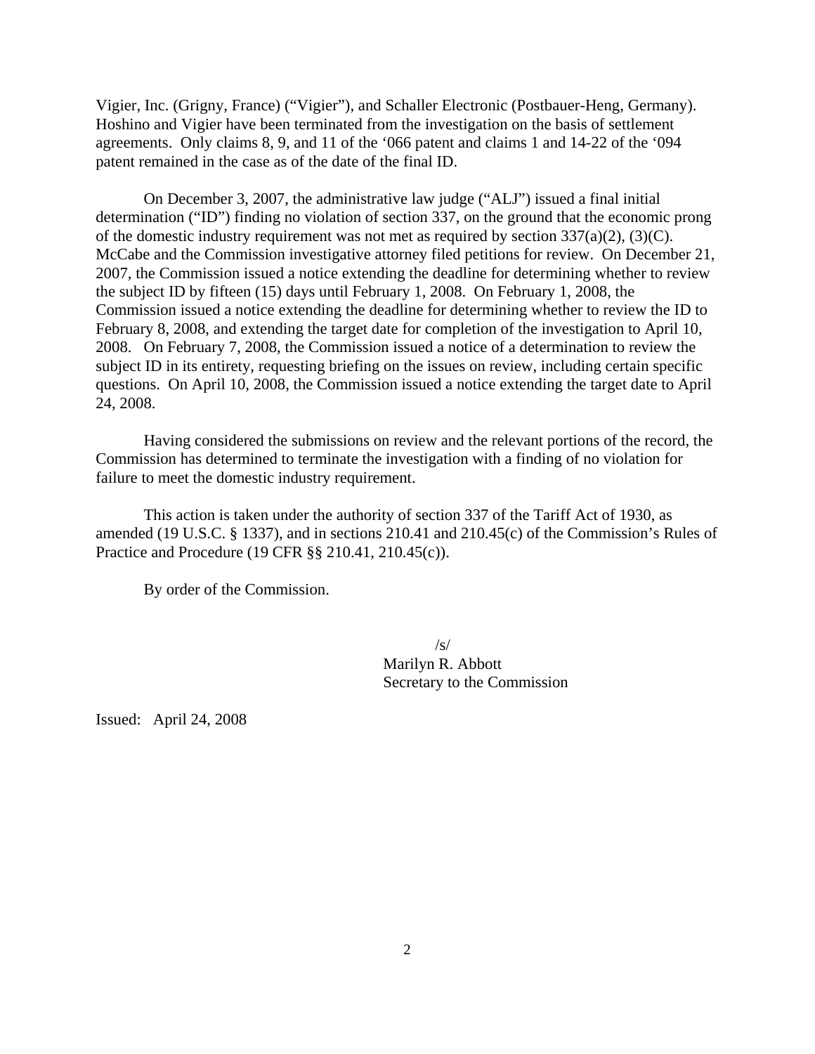Vigier, Inc. (Grigny, France) ("Vigier"), and Schaller Electronic (Postbauer-Heng, Germany). Hoshino and Vigier have been terminated from the investigation on the basis of settlement agreements. Only claims 8, 9, and 11 of the '066 patent and claims 1 and 14-22 of the '094 patent remained in the case as of the date of the final ID.

On December 3, 2007, the administrative law judge ("ALJ") issued a final initial determination ("ID") finding no violation of section 337, on the ground that the economic prong of the domestic industry requirement was not met as required by section 337(a)(2), (3)(C). McCabe and the Commission investigative attorney filed petitions for review. On December 21, 2007, the Commission issued a notice extending the deadline for determining whether to review the subject ID by fifteen (15) days until February 1, 2008. On February 1, 2008, the Commission issued a notice extending the deadline for determining whether to review the ID to February 8, 2008, and extending the target date for completion of the investigation to April 10, 2008. On February 7, 2008, the Commission issued a notice of a determination to review the subject ID in its entirety, requesting briefing on the issues on review, including certain specific questions. On April 10, 2008, the Commission issued a notice extending the target date to April 24, 2008.

Having considered the submissions on review and the relevant portions of the record, the Commission has determined to terminate the investigation with a finding of no violation for failure to meet the domestic industry requirement.

This action is taken under the authority of section 337 of the Tariff Act of 1930, as amended (19 U.S.C. § 1337), and in sections 210.41 and 210.45(c) of the Commission's Rules of Practice and Procedure (19 CFR §§ 210.41, 210.45(c)).

By order of the Commission.

/s/
Marilyn R. Abbott
Secretary to the Commission

Issued: April 24, 2008